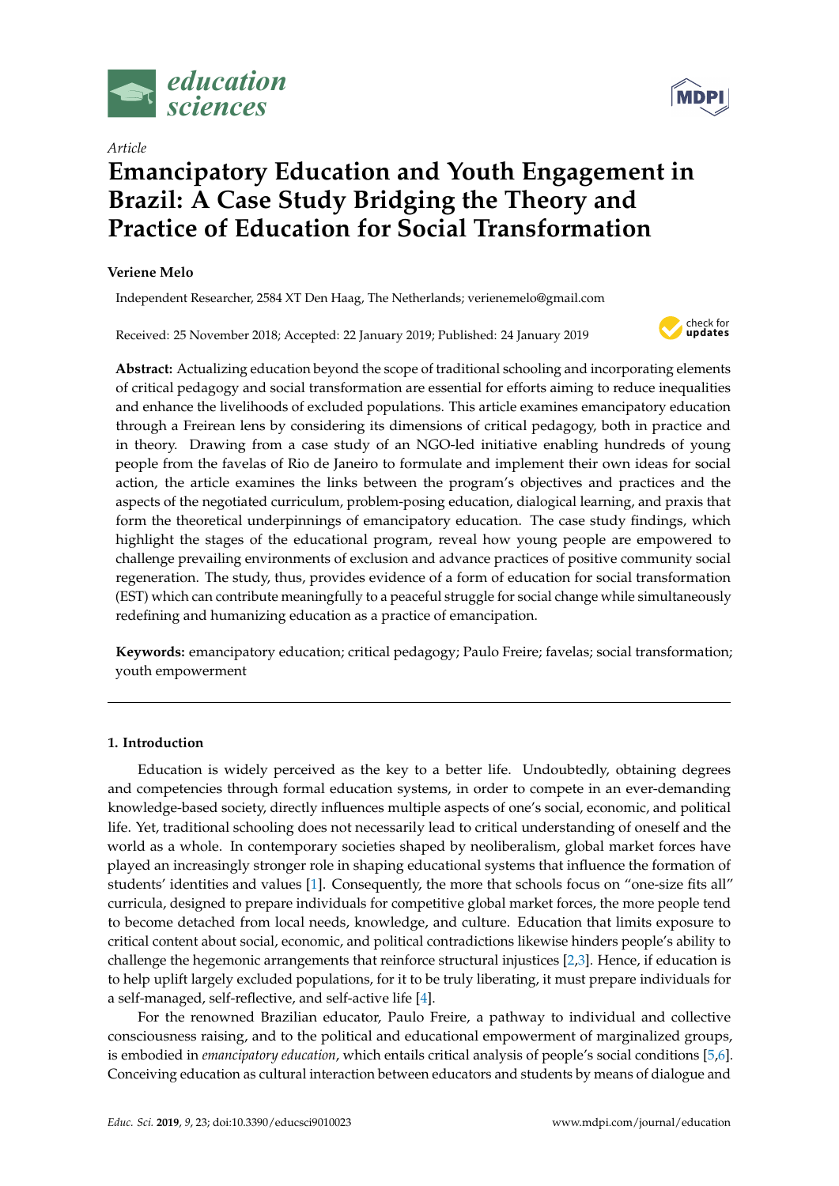*Article*

# Emancipatory Education and Youth Engagement in Brazil: A Case Study Bridging the Theory and Practice of Education for Social Transformation

**Veriene Melo**

Independent Researcher, 2584 XT Den Haag, The Netherlands; verienemelo@gmail.com

Received: 25 November 2018; Accepted: 22 January 2019; Published: 24 January 2019

**Abstract:** Actualizing education beyond the scope of traditional schooling and incorporating elements of critical pedagogy and social transformation are essential for efforts aiming to reduce inequalities and enhance the livelihoods of excluded populations. This article examines emancipatory education through a Freirean lens by considering its dimensions of critical pedagogy, both in practice and in theory. Drawing from a case study of an NGO-led initiative enabling hundreds of young people from the favelas of Rio de Janeiro to formulate and implement their own ideas for social action, the article examines the links between the program's objectives and practices and the aspects of the negotiated curriculum, problem-posing education, dialogical learning, and praxis that form the theoretical underpinnings of emancipatory education. The case study findings, which highlight the stages of the educational program, reveal how young people are empowered to challenge prevailing environments of exclusion and advance practices of positive community social regeneration. The study, thus, provides evidence of a form of education for social transformation (EST) which can contribute meaningfully to a peaceful struggle for social change while simultaneously redefining and humanizing education as a practice of emancipation.

**Keywords:** emancipatory education; critical pedagogy; Paulo Freire; favelas; social transformation; youth empowerment

## 1. Introduction

Education is widely perceived as the key to a better life. Undoubtedly, obtaining degrees and competencies through formal education systems, in order to compete in an ever-demanding knowledge-based society, directly influences multiple aspects of one's social, economic, and political life. Yet, traditional schooling does not necessarily lead to critical understanding of oneself and the world as a whole. In contemporary societies shaped by neoliberalism, global market forces have played an increasingly stronger role in shaping educational systems that influence the formation of students' identities and values [1]. Consequently, the more that schools focus on "one-size fits all" curricula, designed to prepare individuals for competitive global market forces, the more people tend to become detached from local needs, knowledge, and culture. Education that limits exposure to critical content about social, economic, and political contradictions likewise hinders people's ability to challenge the hegemonic arrangements that reinforce structural injustices [2,3]. Hence, if education is to help uplift largely excluded populations, for it to be truly liberating, it must prepare individuals for a self-managed, self-reflective, and self-active life [4].

For the renowned Brazilian educator, Paulo Freire, a pathway to individual and collective consciousness raising, and to the political and educational empowerment of marginalized groups, is embodied in *emancipatory education*, which entails critical analysis of people's social conditions [5,6]. Conceiving education as cultural interaction between educators and students by means of dialogue and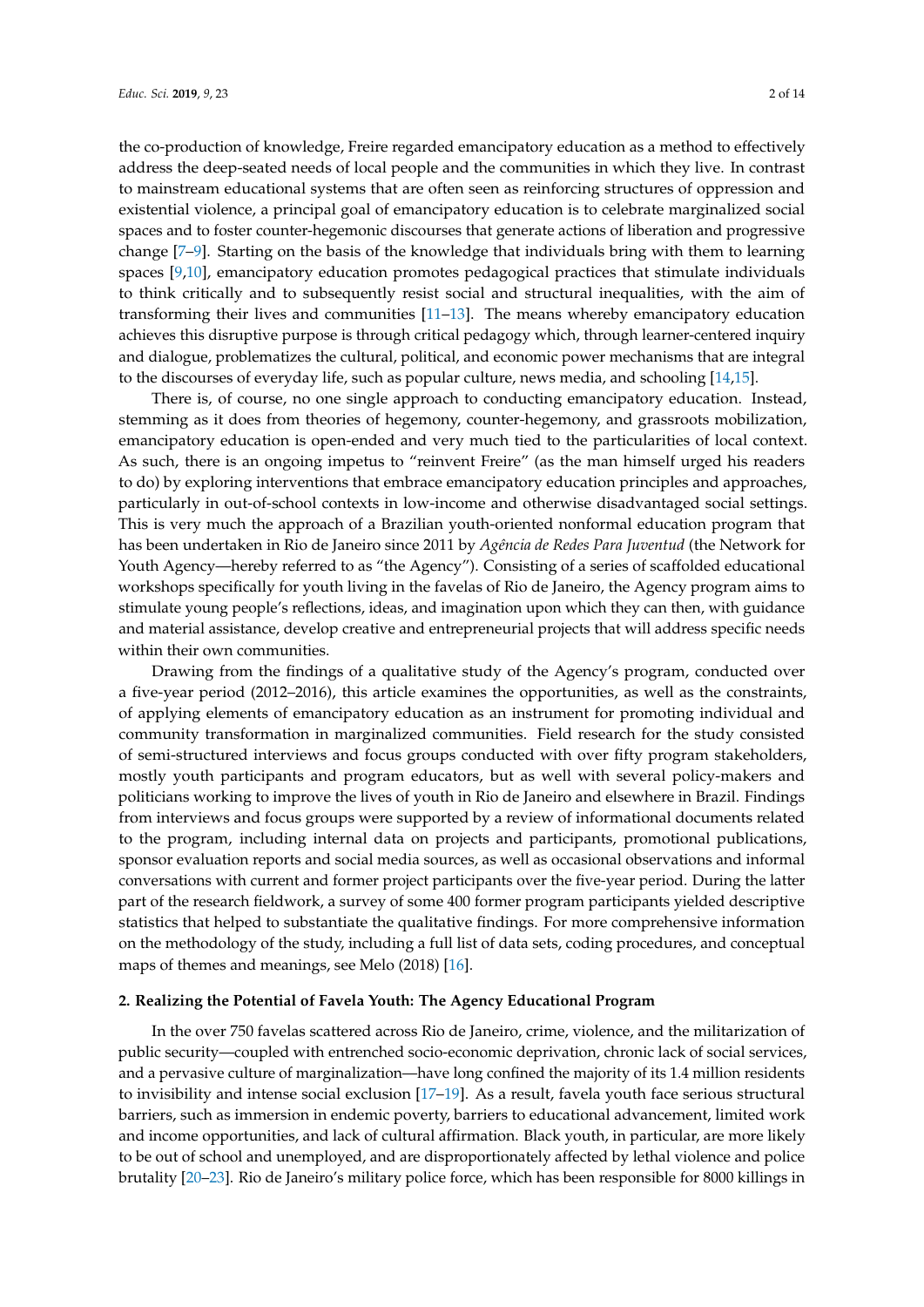the co-production of knowledge, Freire regarded emancipatory education as a method to effectively address the deep-seated needs of local people and the communities in which they live. In contrast to mainstream educational systems that are often seen as reinforcing structures of oppression and existential violence, a principal goal of emancipatory education is to celebrate marginalized social spaces and to foster counter-hegemonic discourses that generate actions of liberation and progressive change [7–9]. Starting on the basis of the knowledge that individuals bring with them to learning spaces [9,10], emancipatory education promotes pedagogical practices that stimulate individuals to think critically and to subsequently resist social and structural inequalities, with the aim of transforming their lives and communities [11–13]. The means whereby emancipatory education achieves this disruptive purpose is through critical pedagogy which, through learner-centered inquiry and dialogue, problematizes the cultural, political, and economic power mechanisms that are integral to the discourses of everyday life, such as popular culture, news media, and schooling [14,15].

There is, of course, no one single approach to conducting emancipatory education. Instead, stemming as it does from theories of hegemony, counter-hegemony, and grassroots mobilization, emancipatory education is open-ended and very much tied to the particularities of local context. As such, there is an ongoing impetus to "reinvent Freire" (as the man himself urged his readers to do) by exploring interventions that embrace emancipatory education principles and approaches, particularly in out-of-school contexts in low-income and otherwise disadvantaged social settings. This is very much the approach of a Brazilian youth-oriented nonformal education program that has been undertaken in Rio de Janeiro since 2011 by *Agência de Redes Para Juventud* (the Network for Youth Agency—hereby referred to as "the Agency"). Consisting of a series of scaffolded educational workshops specifically for youth living in the favelas of Rio de Janeiro, the Agency program aims to stimulate young people's reflections, ideas, and imagination upon which they can then, with guidance and material assistance, develop creative and entrepreneurial projects that will address specific needs within their own communities.

Drawing from the findings of a qualitative study of the Agency's program, conducted over a five-year period (2012–2016), this article examines the opportunities, as well as the constraints, of applying elements of emancipatory education as an instrument for promoting individual and community transformation in marginalized communities. Field research for the study consisted of semi-structured interviews and focus groups conducted with over fifty program stakeholders, mostly youth participants and program educators, but as well with several policy-makers and politicians working to improve the lives of youth in Rio de Janeiro and elsewhere in Brazil. Findings from interviews and focus groups were supported by a review of informational documents related to the program, including internal data on projects and participants, promotional publications, sponsor evaluation reports and social media sources, as well as occasional observations and informal conversations with current and former project participants over the five-year period. During the latter part of the research fieldwork, a survey of some 400 former program participants yielded descriptive statistics that helped to substantiate the qualitative findings. For more comprehensive information on the methodology of the study, including a full list of data sets, coding procedures, and conceptual maps of themes and meanings, see Melo (2018) [16].

## 2. Realizing the Potential of Favela Youth: The Agency Educational Program

In the over 750 favelas scattered across Rio de Janeiro, crime, violence, and the militarization of public security—coupled with entrenched socio-economic deprivation, chronic lack of social services, and a pervasive culture of marginalization—have long confined the majority of its 1.4 million residents to invisibility and intense social exclusion [17–19]. As a result, favela youth face serious structural barriers, such as immersion in endemic poverty, barriers to educational advancement, limited work and income opportunities, and lack of cultural affirmation. Black youth, in particular, are more likely to be out of school and unemployed, and are disproportionately affected by lethal violence and police brutality [20–23]. Rio de Janeiro's military police force, which has been responsible for 8000 killings in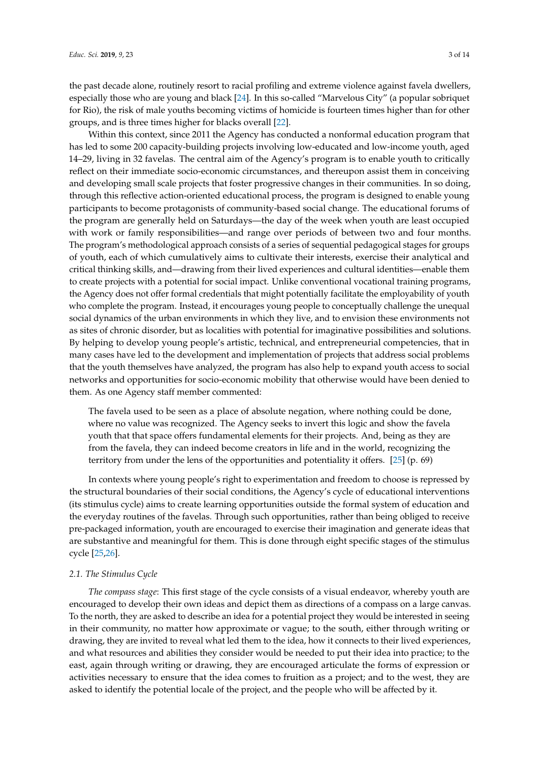the past decade alone, routinely resort to racial profiling and extreme violence against favela dwellers, especially those who are young and black [24]. In this so-called "Marvelous City" (a popular sobriquet for Rio), the risk of male youths becoming victims of homicide is fourteen times higher than for other groups, and is three times higher for blacks overall [22].

Within this context, since 2011 the Agency has conducted a nonformal education program that has led to some 200 capacity-building projects involving low-educated and low-income youth, aged 14–29, living in 32 favelas. The central aim of the Agency's program is to enable youth to critically reflect on their immediate socio-economic circumstances, and thereupon assist them in conceiving and developing small scale projects that foster progressive changes in their communities. In so doing, through this reflective action-oriented educational process, the program is designed to enable young participants to become protagonists of community-based social change. The educational forums of the program are generally held on Saturdays—the day of the week when youth are least occupied with work or family responsibilities—and range over periods of between two and four months. The program's methodological approach consists of a series of sequential pedagogical stages for groups of youth, each of which cumulatively aims to cultivate their interests, exercise their analytical and critical thinking skills, and—drawing from their lived experiences and cultural identities—enable them to create projects with a potential for social impact. Unlike conventional vocational training programs, the Agency does not offer formal credentials that might potentially facilitate the employability of youth who complete the program. Instead, it encourages young people to conceptually challenge the unequal social dynamics of the urban environments in which they live, and to envision these environments not as sites of chronic disorder, but as localities with potential for imaginative possibilities and solutions. By helping to develop young people's artistic, technical, and entrepreneurial competencies, that in many cases have led to the development and implementation of projects that address social problems that the youth themselves have analyzed, the program has also help to expand youth access to social networks and opportunities for socio-economic mobility that otherwise would have been denied to them. As one Agency staff member commented:

> The favela used to be seen as a place of absolute negation, where nothing could be done, where no value was recognized. The Agency seeks to invert this logic and show the favela youth that that space offers fundamental elements for their projects. And, being as they are from the favela, they can indeed become creators in life and in the world, recognizing the territory from under the lens of the opportunities and potentiality it offers. [25] (p. 69)

In contexts where young people's right to experimentation and freedom to choose is repressed by the structural boundaries of their social conditions, the Agency's cycle of educational interventions (its stimulus cycle) aims to create learning opportunities outside the formal system of education and the everyday routines of the favelas. Through such opportunities, rather than being obliged to receive pre-packaged information, youth are encouraged to exercise their imagination and generate ideas that are substantive and meaningful for them. This is done through eight specific stages of the stimulus cycle [25,26].

### 2.1. The Stimulus Cycle

*The compass stage*: This first stage of the cycle consists of a visual endeavor, whereby youth are encouraged to develop their own ideas and depict them as directions of a compass on a large canvas. To the north, they are asked to describe an idea for a potential project they would be interested in seeing in their community, no matter how approximate or vague; to the south, either through writing or drawing, they are invited to reveal what led them to the idea, how it connects to their lived experiences, and what resources and abilities they consider would be needed to put their idea into practice; to the east, again through writing or drawing, they are encouraged articulate the forms of expression or activities necessary to ensure that the idea comes to fruition as a project; and to the west, they are asked to identify the potential locale of the project, and the people who will be affected by it.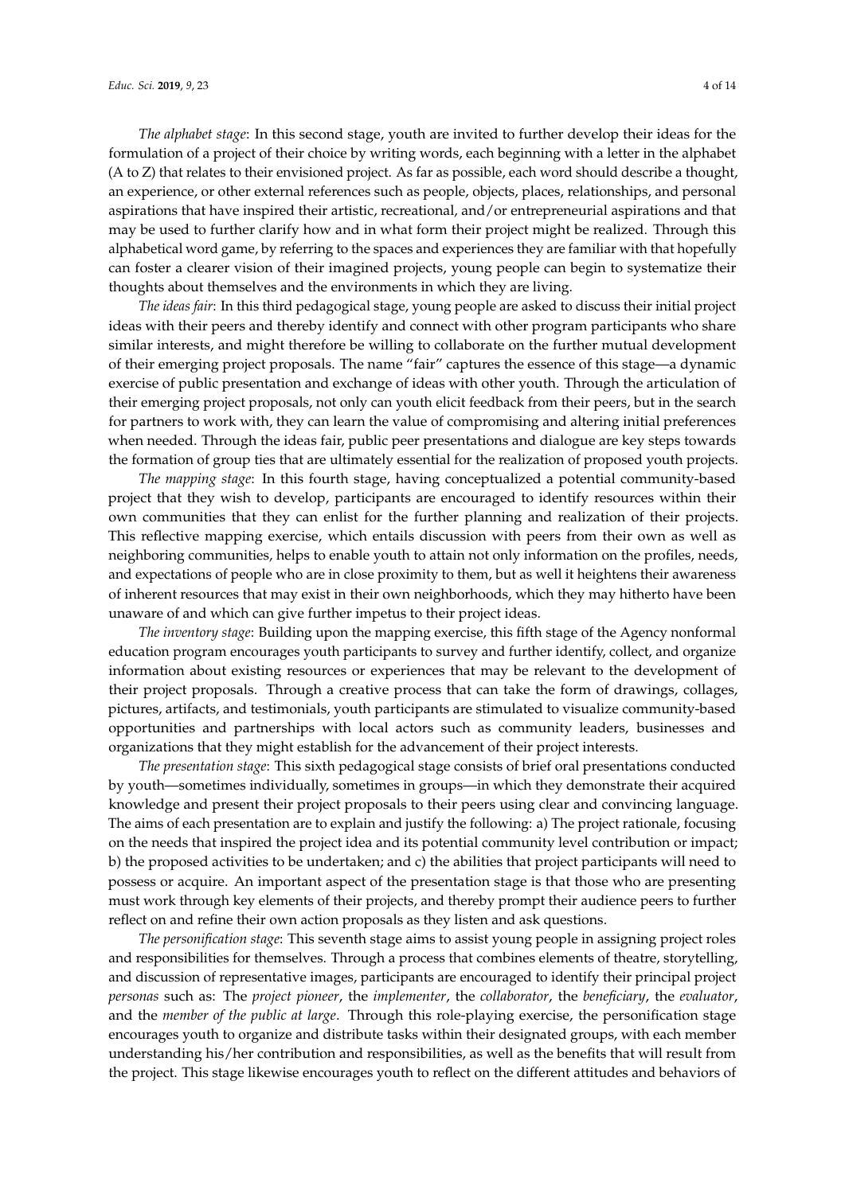*The alphabet stage*: In this second stage, youth are invited to further develop their ideas for the formulation of a project of their choice by writing words, each beginning with a letter in the alphabet (A to Z) that relates to their envisioned project. As far as possible, each word should describe a thought, an experience, or other external references such as people, objects, places, relationships, and personal aspirations that have inspired their artistic, recreational, and/or entrepreneurial aspirations and that may be used to further clarify how and in what form their project might be realized. Through this alphabetical word game, by referring to the spaces and experiences they are familiar with that hopefully can foster a clearer vision of their imagined projects, young people can begin to systematize their thoughts about themselves and the environments in which they are living.

*The ideas fair*: In this third pedagogical stage, young people are asked to discuss their initial project ideas with their peers and thereby identify and connect with other program participants who share similar interests, and might therefore be willing to collaborate on the further mutual development of their emerging project proposals. The name "fair" captures the essence of this stage—a dynamic exercise of public presentation and exchange of ideas with other youth. Through the articulation of their emerging project proposals, not only can youth elicit feedback from their peers, but in the search for partners to work with, they can learn the value of compromising and altering initial preferences when needed. Through the ideas fair, public peer presentations and dialogue are key steps towards the formation of group ties that are ultimately essential for the realization of proposed youth projects.

*The mapping stage*: In this fourth stage, having conceptualized a potential community-based project that they wish to develop, participants are encouraged to identify resources within their own communities that they can enlist for the further planning and realization of their projects. This reflective mapping exercise, which entails discussion with peers from their own as well as neighboring communities, helps to enable youth to attain not only information on the profiles, needs, and expectations of people who are in close proximity to them, but as well it heightens their awareness of inherent resources that may exist in their own neighborhoods, which they may hitherto have been unaware of and which can give further impetus to their project ideas.

*The inventory stage*: Building upon the mapping exercise, this fifth stage of the Agency nonformal education program encourages youth participants to survey and further identify, collect, and organize information about existing resources or experiences that may be relevant to the development of their project proposals. Through a creative process that can take the form of drawings, collages, pictures, artifacts, and testimonials, youth participants are stimulated to visualize community-based opportunities and partnerships with local actors such as community leaders, businesses and organizations that they might establish for the advancement of their project interests.

*The presentation stage*: This sixth pedagogical stage consists of brief oral presentations conducted by youth—sometimes individually, sometimes in groups—in which they demonstrate their acquired knowledge and present their project proposals to their peers using clear and convincing language. The aims of each presentation are to explain and justify the following: a) The project rationale, focusing on the needs that inspired the project idea and its potential community level contribution or impact; b) the proposed activities to be undertaken; and c) the abilities that project participants will need to possess or acquire. An important aspect of the presentation stage is that those who are presenting must work through key elements of their projects, and thereby prompt their audience peers to further reflect on and refine their own action proposals as they listen and ask questions.

*The personification stage*: This seventh stage aims to assist young people in assigning project roles and responsibilities for themselves. Through a process that combines elements of theatre, storytelling, and discussion of representative images, participants are encouraged to identify their principal project *personas* such as: The *project pioneer*, the *implementer*, the *collaborator*, the *beneficiary*, the *evaluator*, and the *member of the public at large*. Through this role-playing exercise, the personification stage encourages youth to organize and distribute tasks within their designated groups, with each member understanding his/her contribution and responsibilities, as well as the benefits that will result from the project. This stage likewise encourages youth to reflect on the different attitudes and behaviors of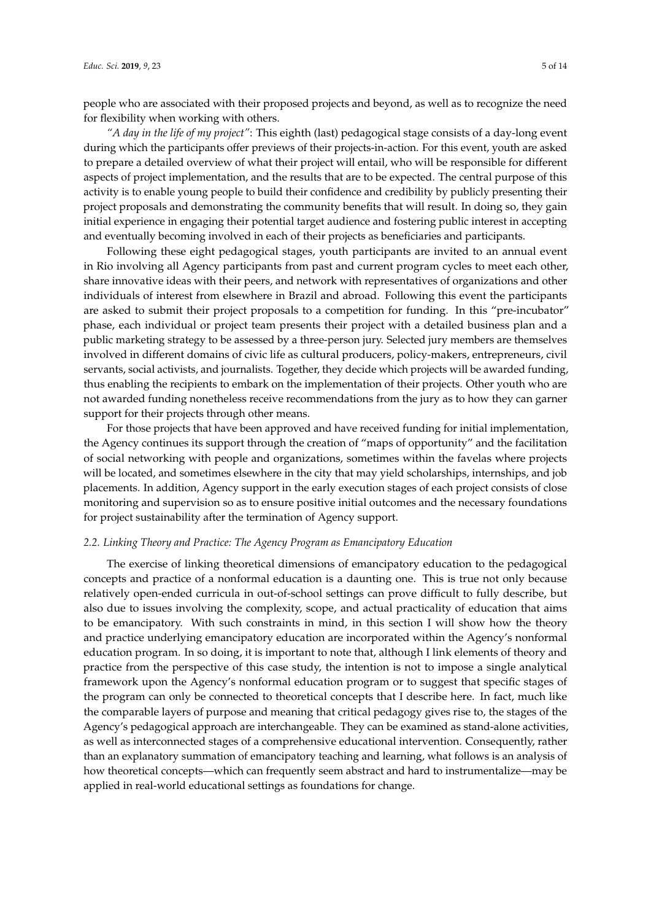people who are associated with their proposed projects and beyond, as well as to recognize the need for flexibility when working with others.

*"A day in the life of my project"*: This eighth (last) pedagogical stage consists of a day-long event during which the participants offer previews of their projects-in-action. For this event, youth are asked to prepare a detailed overview of what their project will entail, who will be responsible for different aspects of project implementation, and the results that are to be expected. The central purpose of this activity is to enable young people to build their confidence and credibility by publicly presenting their project proposals and demonstrating the community benefits that will result. In doing so, they gain initial experience in engaging their potential target audience and fostering public interest in accepting and eventually becoming involved in each of their projects as beneficiaries and participants.

Following these eight pedagogical stages, youth participants are invited to an annual event in Rio involving all Agency participants from past and current program cycles to meet each other, share innovative ideas with their peers, and network with representatives of organizations and other individuals of interest from elsewhere in Brazil and abroad. Following this event the participants are asked to submit their project proposals to a competition for funding. In this "pre-incubator" phase, each individual or project team presents their project with a detailed business plan and a public marketing strategy to be assessed by a three-person jury. Selected jury members are themselves involved in different domains of civic life as cultural producers, policy-makers, entrepreneurs, civil servants, social activists, and journalists. Together, they decide which projects will be awarded funding, thus enabling the recipients to embark on the implementation of their projects. Other youth who are not awarded funding nonetheless receive recommendations from the jury as to how they can garner support for their projects through other means.

For those projects that have been approved and have received funding for initial implementation, the Agency continues its support through the creation of "maps of opportunity" and the facilitation of social networking with people and organizations, sometimes within the favelas where projects will be located, and sometimes elsewhere in the city that may yield scholarships, internships, and job placements. In addition, Agency support in the early execution stages of each project consists of close monitoring and supervision so as to ensure positive initial outcomes and the necessary foundations for project sustainability after the termination of Agency support.

### 2.2. Linking Theory and Practice: The Agency Program as Emancipatory Education

The exercise of linking theoretical dimensions of emancipatory education to the pedagogical concepts and practice of a nonformal education is a daunting one. This is true not only because relatively open-ended curricula in out-of-school settings can prove difficult to fully describe, but also due to issues involving the complexity, scope, and actual practicality of education that aims to be emancipatory. With such constraints in mind, in this section I will show how the theory and practice underlying emancipatory education are incorporated within the Agency's nonformal education program. In so doing, it is important to note that, although I link elements of theory and practice from the perspective of this case study, the intention is not to impose a single analytical framework upon the Agency's nonformal education program or to suggest that specific stages of the program can only be connected to theoretical concepts that I describe here. In fact, much like the comparable layers of purpose and meaning that critical pedagogy gives rise to, the stages of the Agency's pedagogical approach are interchangeable. They can be examined as stand-alone activities, as well as interconnected stages of a comprehensive educational intervention. Consequently, rather than an explanatory summation of emancipatory teaching and learning, what follows is an analysis of how theoretical concepts—which can frequently seem abstract and hard to instrumentalize—may be applied in real-world educational settings as foundations for change.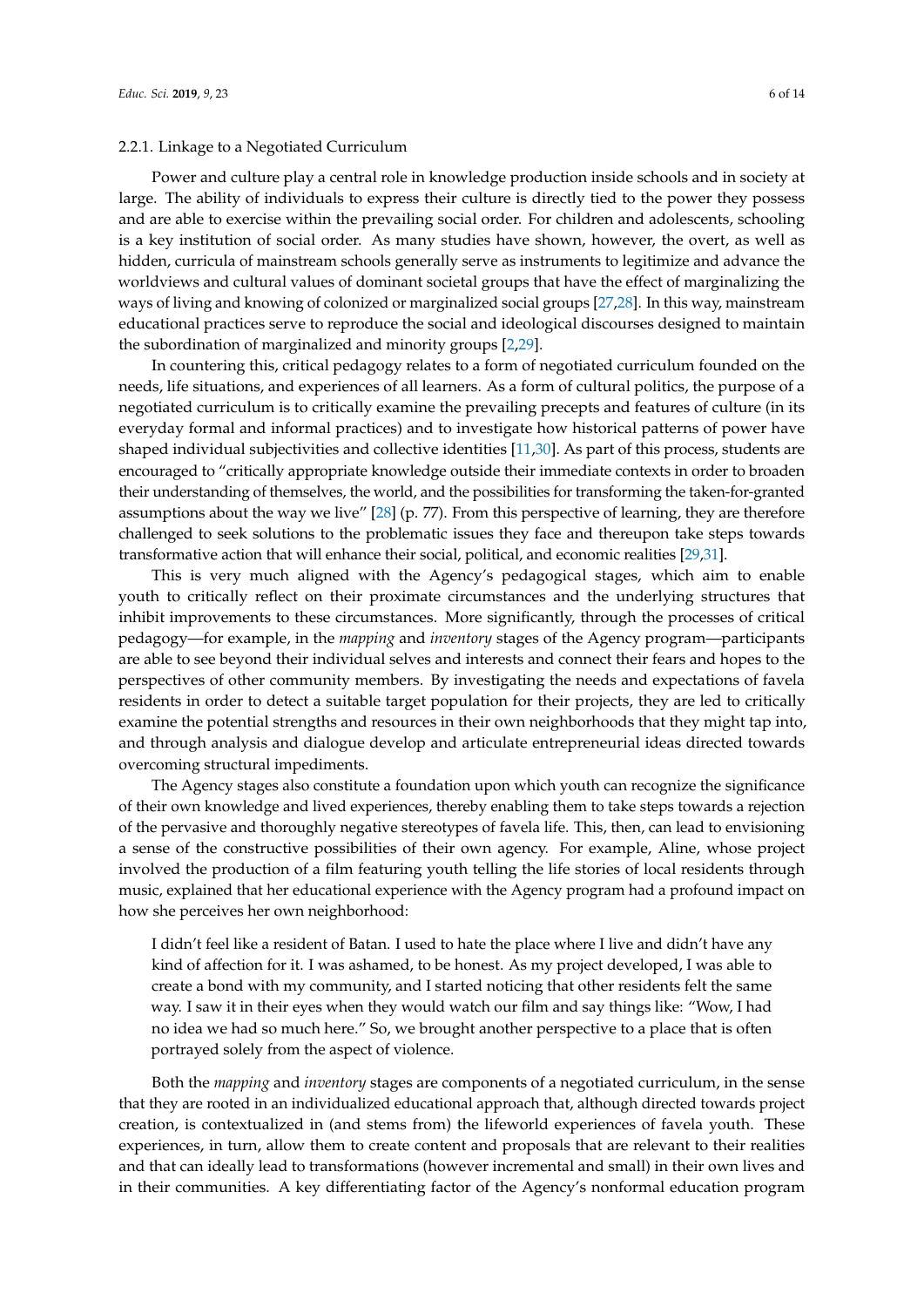#### 2.2.1. Linkage to a Negotiated Curriculum

Power and culture play a central role in knowledge production inside schools and in society at large. The ability of individuals to express their culture is directly tied to the power they possess and are able to exercise within the prevailing social order. For children and adolescents, schooling is a key institution of social order. As many studies have shown, however, the overt, as well as hidden, curricula of mainstream schools generally serve as instruments to legitimize and advance the worldviews and cultural values of dominant societal groups that have the effect of marginalizing the ways of living and knowing of colonized or marginalized social groups [27,28]. In this way, mainstream educational practices serve to reproduce the social and ideological discourses designed to maintain the subordination of marginalized and minority groups [2,29].

In countering this, critical pedagogy relates to a form of negotiated curriculum founded on the needs, life situations, and experiences of all learners. As a form of cultural politics, the purpose of a negotiated curriculum is to critically examine the prevailing precepts and features of culture (in its everyday formal and informal practices) and to investigate how historical patterns of power have shaped individual subjectivities and collective identities [11,30]. As part of this process, students are encouraged to "critically appropriate knowledge outside their immediate contexts in order to broaden their understanding of themselves, the world, and the possibilities for transforming the taken-for-granted assumptions about the way we live" [28] (p. 77). From this perspective of learning, they are therefore challenged to seek solutions to the problematic issues they face and thereupon take steps towards transformative action that will enhance their social, political, and economic realities [29,31].

This is very much aligned with the Agency's pedagogical stages, which aim to enable youth to critically reflect on their proximate circumstances and the underlying structures that inhibit improvements to these circumstances. More significantly, through the processes of critical pedagogy—for example, in the *mapping* and *inventory* stages of the Agency program—participants are able to see beyond their individual selves and interests and connect their fears and hopes to the perspectives of other community members. By investigating the needs and expectations of favela residents in order to detect a suitable target population for their projects, they are led to critically examine the potential strengths and resources in their own neighborhoods that they might tap into, and through analysis and dialogue develop and articulate entrepreneurial ideas directed towards overcoming structural impediments.

The Agency stages also constitute a foundation upon which youth can recognize the significance of their own knowledge and lived experiences, thereby enabling them to take steps towards a rejection of the pervasive and thoroughly negative stereotypes of favela life. This, then, can lead to envisioning a sense of the constructive possibilities of their own agency. For example, Aline, whose project involved the production of a film featuring youth telling the life stories of local residents through music, explained that her educational experience with the Agency program had a profound impact on how she perceives her own neighborhood:

> I didn't feel like a resident of Batan. I used to hate the place where I live and didn't have any kind of affection for it. I was ashamed, to be honest. As my project developed, I was able to create a bond with my community, and I started noticing that other residents felt the same way. I saw it in their eyes when they would watch our film and say things like: "Wow, I had no idea we had so much here." So, we brought another perspective to a place that is often portrayed solely from the aspect of violence.

Both the *mapping* and *inventory* stages are components of a negotiated curriculum, in the sense that they are rooted in an individualized educational approach that, although directed towards project creation, is contextualized in (and stems from) the lifeworld experiences of favela youth. These experiences, in turn, allow them to create content and proposals that are relevant to their realities and that can ideally lead to transformations (however incremental and small) in their own lives and in their communities. A key differentiating factor of the Agency's nonformal education program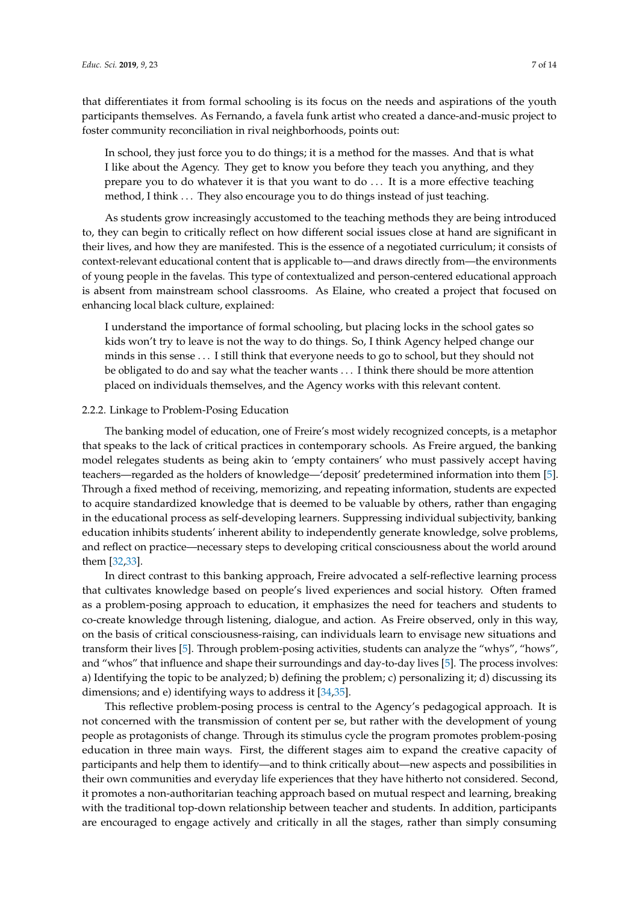that differentiates it from formal schooling is its focus on the needs and aspirations of the youth participants themselves. As Fernando, a favela funk artist who created a dance-and-music project to foster community reconciliation in rival neighborhoods, points out:

> In school, they just force you to do things; it is a method for the masses. And that is what I like about the Agency. They get to know you before they teach you anything, and they prepare you to do whatever it is that you want to do . . . It is a more effective teaching method, I think . . . They also encourage you to do things instead of just teaching.

As students grow increasingly accustomed to the teaching methods they are being introduced to, they can begin to critically reflect on how different social issues close at hand are significant in their lives, and how they are manifested. This is the essence of a negotiated curriculum; it consists of context-relevant educational content that is applicable to—and draws directly from—the environments of young people in the favelas. This type of contextualized and person-centered educational approach is absent from mainstream school classrooms. As Elaine, who created a project that focused on enhancing local black culture, explained:

> I understand the importance of formal schooling, but placing locks in the school gates so kids won't try to leave is not the way to do things. So, I think Agency helped change our minds in this sense . . . I still think that everyone needs to go to school, but they should not be obligated to do and say what the teacher wants . . . I think there should be more attention placed on individuals themselves, and the Agency works with this relevant content.

#### 2.2.2. Linkage to Problem-Posing Education

The banking model of education, one of Freire's most widely recognized concepts, is a metaphor that speaks to the lack of critical practices in contemporary schools. As Freire argued, the banking model relegates students as being akin to 'empty containers' who must passively accept having teachers—regarded as the holders of knowledge—'deposit' predetermined information into them [5]. Through a fixed method of receiving, memorizing, and repeating information, students are expected to acquire standardized knowledge that is deemed to be valuable by others, rather than engaging in the educational process as self-developing learners. Suppressing individual subjectivity, banking education inhibits students' inherent ability to independently generate knowledge, solve problems, and reflect on practice—necessary steps to developing critical consciousness about the world around them [32,33].

In direct contrast to this banking approach, Freire advocated a self-reflective learning process that cultivates knowledge based on people's lived experiences and social history. Often framed as a problem-posing approach to education, it emphasizes the need for teachers and students to co-create knowledge through listening, dialogue, and action. As Freire observed, only in this way, on the basis of critical consciousness-raising, can individuals learn to envisage new situations and transform their lives [5]. Through problem-posing activities, students can analyze the "whys", "hows", and "whos" that influence and shape their surroundings and day-to-day lives [5]. The process involves: a) Identifying the topic to be analyzed; b) defining the problem; c) personalizing it; d) discussing its dimensions; and e) identifying ways to address it [34,35].

This reflective problem-posing process is central to the Agency's pedagogical approach. It is not concerned with the transmission of content per se, but rather with the development of young people as protagonists of change. Through its stimulus cycle the program promotes problem-posing education in three main ways. First, the different stages aim to expand the creative capacity of participants and help them to identify—and to think critically about—new aspects and possibilities in their own communities and everyday life experiences that they have hitherto not considered. Second, it promotes a non-authoritarian teaching approach based on mutual respect and learning, breaking with the traditional top-down relationship between teacher and students. In addition, participants are encouraged to engage actively and critically in all the stages, rather than simply consuming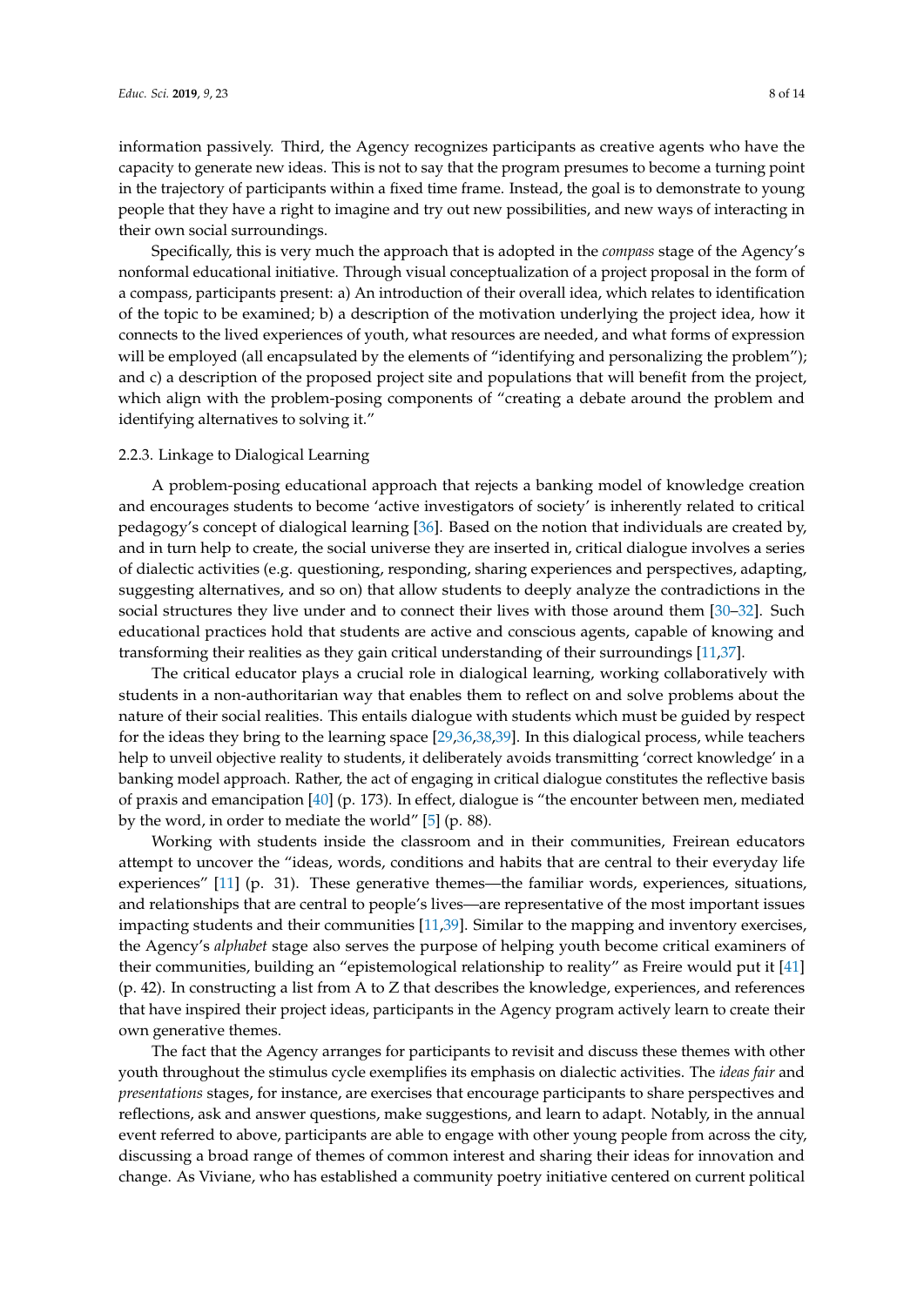information passively. Third, the Agency recognizes participants as creative agents who have the capacity to generate new ideas. This is not to say that the program presumes to become a turning point in the trajectory of participants within a fixed time frame. Instead, the goal is to demonstrate to young people that they have a right to imagine and try out new possibilities, and new ways of interacting in their own social surroundings.

Specifically, this is very much the approach that is adopted in the *compass* stage of the Agency's nonformal educational initiative. Through visual conceptualization of a project proposal in the form of a compass, participants present: a) An introduction of their overall idea, which relates to identification of the topic to be examined; b) a description of the motivation underlying the project idea, how it connects to the lived experiences of youth, what resources are needed, and what forms of expression will be employed (all encapsulated by the elements of "identifying and personalizing the problem"); and c) a description of the proposed project site and populations that will benefit from the project, which align with the problem-posing components of "creating a debate around the problem and identifying alternatives to solving it."

### 2.2.3. Linkage to Dialogical Learning

A problem-posing educational approach that rejects a banking model of knowledge creation and encourages students to become 'active investigators of society' is inherently related to critical pedagogy's concept of dialogical learning [36]. Based on the notion that individuals are created by, and in turn help to create, the social universe they are inserted in, critical dialogue involves a series of dialectic activities (e.g. questioning, responding, sharing experiences and perspectives, adapting, suggesting alternatives, and so on) that allow students to deeply analyze the contradictions in the social structures they live under and to connect their lives with those around them [30–32]. Such educational practices hold that students are active and conscious agents, capable of knowing and transforming their realities as they gain critical understanding of their surroundings [11,37].

The critical educator plays a crucial role in dialogical learning, working collaboratively with students in a non-authoritarian way that enables them to reflect on and solve problems about the nature of their social realities. This entails dialogue with students which must be guided by respect for the ideas they bring to the learning space [29,36,38,39]. In this dialogical process, while teachers help to unveil objective reality to students, it deliberately avoids transmitting 'correct knowledge' in a banking model approach. Rather, the act of engaging in critical dialogue constitutes the reflective basis of praxis and emancipation [40] (p. 173). In effect, dialogue is "the encounter between men, mediated by the word, in order to mediate the world" [5] (p. 88).

Working with students inside the classroom and in their communities, Freirean educators attempt to uncover the "ideas, words, conditions and habits that are central to their everyday life experiences" [11] (p. 31). These generative themes—the familiar words, experiences, situations, and relationships that are central to people's lives—are representative of the most important issues impacting students and their communities [11,39]. Similar to the mapping and inventory exercises, the Agency's *alphabet* stage also serves the purpose of helping youth become critical examiners of their communities, building an "epistemological relationship to reality" as Freire would put it [41] (p. 42). In constructing a list from A to Z that describes the knowledge, experiences, and references that have inspired their project ideas, participants in the Agency program actively learn to create their own generative themes.

The fact that the Agency arranges for participants to revisit and discuss these themes with other youth throughout the stimulus cycle exemplifies its emphasis on dialectic activities. The *ideas fair* and *presentations* stages, for instance, are exercises that encourage participants to share perspectives and reflections, ask and answer questions, make suggestions, and learn to adapt. Notably, in the annual event referred to above, participants are able to engage with other young people from across the city, discussing a broad range of themes of common interest and sharing their ideas for innovation and change. As Viviane, who has established a community poetry initiative centered on current political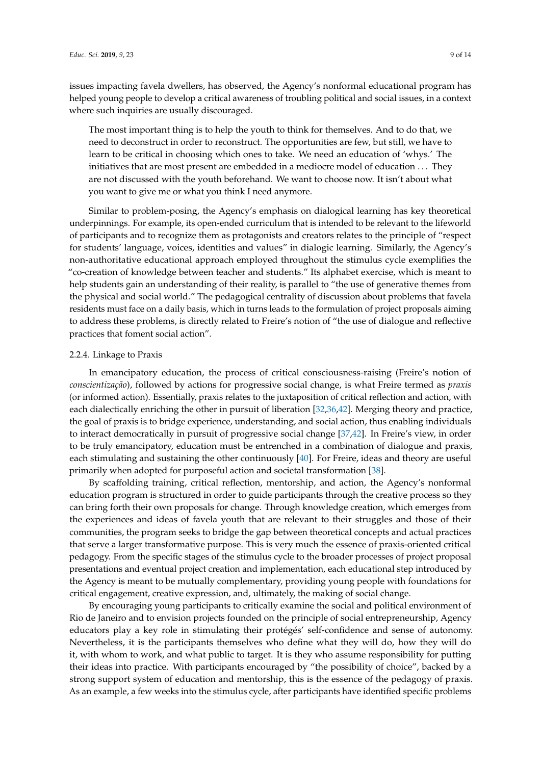issues impacting favela dwellers, has observed, the Agency's nonformal educational program has helped young people to develop a critical awareness of troubling political and social issues, in a context where such inquiries are usually discouraged.

> The most important thing is to help the youth to think for themselves. And to do that, we need to deconstruct in order to reconstruct. The opportunities are few, but still, we have to learn to be critical in choosing which ones to take. We need an education of 'whys.' The initiatives that are most present are embedded in a mediocre model of education . . . They are not discussed with the youth beforehand. We want to choose now. It isn't about what you want to give me or what you think I need anymore.

Similar to problem-posing, the Agency's emphasis on dialogical learning has key theoretical underpinnings. For example, its open-ended curriculum that is intended to be relevant to the lifeworld of participants and to recognize them as protagonists and creators relates to the principle of "respect for students' language, voices, identities and values" in dialogic learning. Similarly, the Agency's non-authoritative educational approach employed throughout the stimulus cycle exemplifies the "co-creation of knowledge between teacher and students." Its alphabet exercise, which is meant to help students gain an understanding of their reality, is parallel to "the use of generative themes from the physical and social world." The pedagogical centrality of discussion about problems that favela residents must face on a daily basis, which in turns leads to the formulation of project proposals aiming to address these problems, is directly related to Freire's notion of "the use of dialogue and reflective practices that foment social action".

#### 2.2.4. Linkage to Praxis

In emancipatory education, the process of critical consciousness-raising (Freire's notion of *conscientização*), followed by actions for progressive social change, is what Freire termed as *praxis* (or informed action). Essentially, praxis relates to the juxtaposition of critical reflection and action, with each dialectically enriching the other in pursuit of liberation [32,36,42]. Merging theory and practice, the goal of praxis is to bridge experience, understanding, and social action, thus enabling individuals to interact democratically in pursuit of progressive social change [37,42]. In Freire's view, in order to be truly emancipatory, education must be entrenched in a combination of dialogue and praxis, each stimulating and sustaining the other continuously [40]. For Freire, ideas and theory are useful primarily when adopted for purposeful action and societal transformation [38].

By scaffolding training, critical reflection, mentorship, and action, the Agency's nonformal education program is structured in order to guide participants through the creative process so they can bring forth their own proposals for change. Through knowledge creation, which emerges from the experiences and ideas of favela youth that are relevant to their struggles and those of their communities, the program seeks to bridge the gap between theoretical concepts and actual practices that serve a larger transformative purpose. This is very much the essence of praxis-oriented critical pedagogy. From the specific stages of the stimulus cycle to the broader processes of project proposal presentations and eventual project creation and implementation, each educational step introduced by the Agency is meant to be mutually complementary, providing young people with foundations for critical engagement, creative expression, and, ultimately, the making of social change.

By encouraging young participants to critically examine the social and political environment of Rio de Janeiro and to envision projects founded on the principle of social entrepreneurship, Agency educators play a key role in stimulating their protégés' self-confidence and sense of autonomy. Nevertheless, it is the participants themselves who define what they will do, how they will do it, with whom to work, and what public to target. It is they who assume responsibility for putting their ideas into practice. With participants encouraged by "the possibility of choice", backed by a strong support system of education and mentorship, this is the essence of the pedagogy of praxis. As an example, a few weeks into the stimulus cycle, after participants have identified specific problems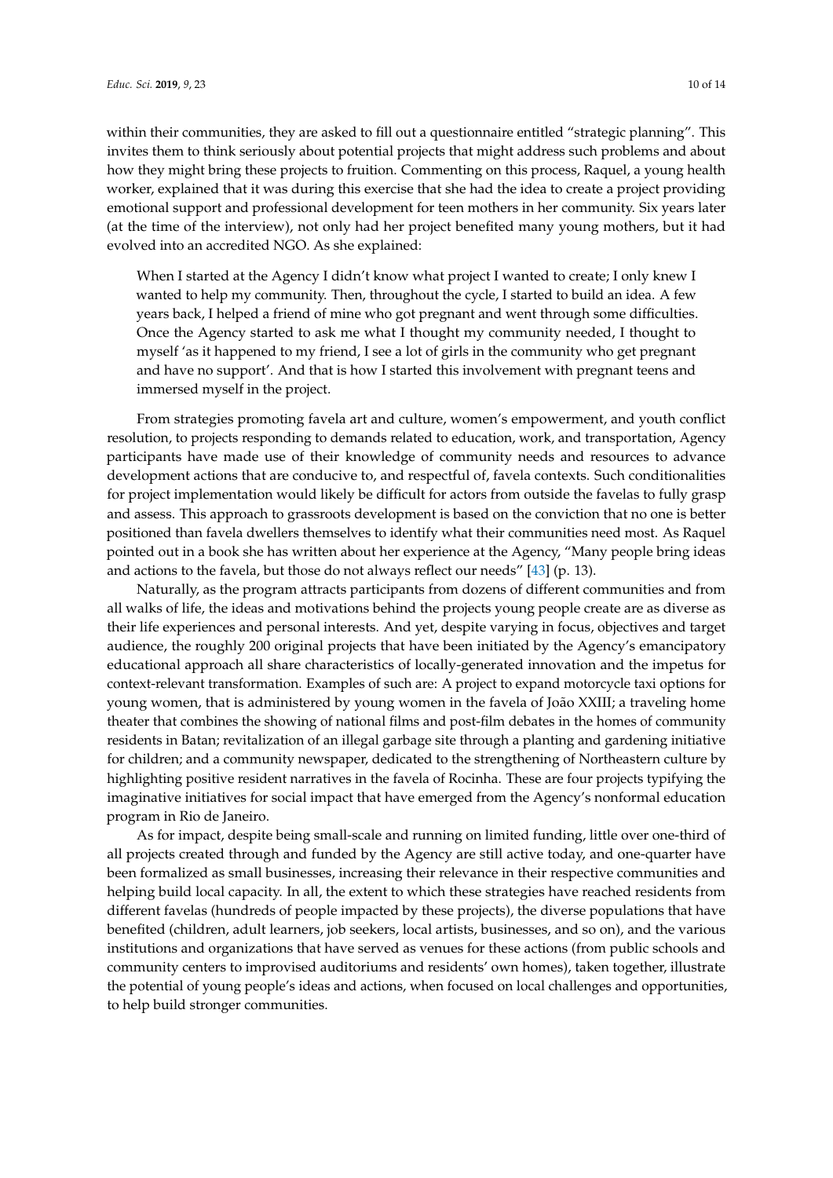within their communities, they are asked to fill out a questionnaire entitled "strategic planning". This invites them to think seriously about potential projects that might address such problems and about how they might bring these projects to fruition. Commenting on this process, Raquel, a young health worker, explained that it was during this exercise that she had the idea to create a project providing emotional support and professional development for teen mothers in her community. Six years later (at the time of the interview), not only had her project benefited many young mothers, but it had evolved into an accredited NGO. As she explained:

> When I started at the Agency I didn't know what project I wanted to create; I only knew I wanted to help my community. Then, throughout the cycle, I started to build an idea. A few years back, I helped a friend of mine who got pregnant and went through some difficulties. Once the Agency started to ask me what I thought my community needed, I thought to myself 'as it happened to my friend, I see a lot of girls in the community who get pregnant and have no support'. And that is how I started this involvement with pregnant teens and immersed myself in the project.

From strategies promoting favela art and culture, women's empowerment, and youth conflict resolution, to projects responding to demands related to education, work, and transportation, Agency participants have made use of their knowledge of community needs and resources to advance development actions that are conducive to, and respectful of, favela contexts. Such conditionalities for project implementation would likely be difficult for actors from outside the favelas to fully grasp and assess. This approach to grassroots development is based on the conviction that no one is better positioned than favela dwellers themselves to identify what their communities need most. As Raquel pointed out in a book she has written about her experience at the Agency, "Many people bring ideas and actions to the favela, but those do not always reflect our needs" [43] (p. 13).

Naturally, as the program attracts participants from dozens of different communities and from all walks of life, the ideas and motivations behind the projects young people create are as diverse as their life experiences and personal interests. And yet, despite varying in focus, objectives and target audience, the roughly 200 original projects that have been initiated by the Agency's emancipatory educational approach all share characteristics of locally-generated innovation and the impetus for context-relevant transformation. Examples of such are: A project to expand motorcycle taxi options for young women, that is administered by young women in the favela of João XXIII; a traveling home theater that combines the showing of national films and post-film debates in the homes of community residents in Batan; revitalization of an illegal garbage site through a planting and gardening initiative for children; and a community newspaper, dedicated to the strengthening of Northeastern culture by highlighting positive resident narratives in the favela of Rocinha. These are four projects typifying the imaginative initiatives for social impact that have emerged from the Agency's nonformal education program in Rio de Janeiro.

As for impact, despite being small-scale and running on limited funding, little over one-third of all projects created through and funded by the Agency are still active today, and one-quarter have been formalized as small businesses, increasing their relevance in their respective communities and helping build local capacity. In all, the extent to which these strategies have reached residents from different favelas (hundreds of people impacted by these projects), the diverse populations that have benefited (children, adult learners, job seekers, local artists, businesses, and so on), and the various institutions and organizations that have served as venues for these actions (from public schools and community centers to improvised auditoriums and residents' own homes), taken together, illustrate the potential of young people's ideas and actions, when focused on local challenges and opportunities, to help build stronger communities.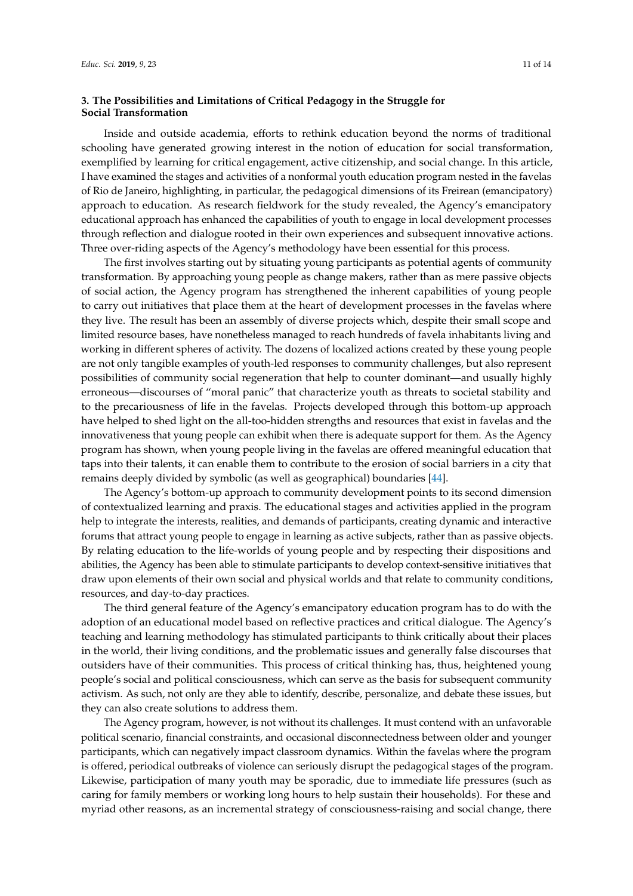## 3. The Possibilities and Limitations of Critical Pedagogy in the Struggle for Social Transformation

Inside and outside academia, efforts to rethink education beyond the norms of traditional schooling have generated growing interest in the notion of education for social transformation, exemplified by learning for critical engagement, active citizenship, and social change. In this article, I have examined the stages and activities of a nonformal youth education program nested in the favelas of Rio de Janeiro, highlighting, in particular, the pedagogical dimensions of its Freirean (emancipatory) approach to education. As research fieldwork for the study revealed, the Agency's emancipatory educational approach has enhanced the capabilities of youth to engage in local development processes through reflection and dialogue rooted in their own experiences and subsequent innovative actions. Three over-riding aspects of the Agency's methodology have been essential for this process.

The first involves starting out by situating young participants as potential agents of community transformation. By approaching young people as change makers, rather than as mere passive objects of social action, the Agency program has strengthened the inherent capabilities of young people to carry out initiatives that place them at the heart of development processes in the favelas where they live. The result has been an assembly of diverse projects which, despite their small scope and limited resource bases, have nonetheless managed to reach hundreds of favela inhabitants living and working in different spheres of activity. The dozens of localized actions created by these young people are not only tangible examples of youth-led responses to community challenges, but also represent possibilities of community social regeneration that help to counter dominant—and usually highly erroneous—discourses of "moral panic" that characterize youth as threats to societal stability and to the precariousness of life in the favelas. Projects developed through this bottom-up approach have helped to shed light on the all-too-hidden strengths and resources that exist in favelas and the innovativeness that young people can exhibit when there is adequate support for them. As the Agency program has shown, when young people living in the favelas are offered meaningful education that taps into their talents, it can enable them to contribute to the erosion of social barriers in a city that remains deeply divided by symbolic (as well as geographical) boundaries [44].

The Agency's bottom-up approach to community development points to its second dimension of contextualized learning and praxis. The educational stages and activities applied in the program help to integrate the interests, realities, and demands of participants, creating dynamic and interactive forums that attract young people to engage in learning as active subjects, rather than as passive objects. By relating education to the life-worlds of young people and by respecting their dispositions and abilities, the Agency has been able to stimulate participants to develop context-sensitive initiatives that draw upon elements of their own social and physical worlds and that relate to community conditions, resources, and day-to-day practices.

The third general feature of the Agency's emancipatory education program has to do with the adoption of an educational model based on reflective practices and critical dialogue. The Agency's teaching and learning methodology has stimulated participants to think critically about their places in the world, their living conditions, and the problematic issues and generally false discourses that outsiders have of their communities. This process of critical thinking has, thus, heightened young people's social and political consciousness, which can serve as the basis for subsequent community activism. As such, not only are they able to identify, describe, personalize, and debate these issues, but they can also create solutions to address them.

The Agency program, however, is not without its challenges. It must contend with an unfavorable political scenario, financial constraints, and occasional disconnectedness between older and younger participants, which can negatively impact classroom dynamics. Within the favelas where the program is offered, periodical outbreaks of violence can seriously disrupt the pedagogical stages of the program. Likewise, participation of many youth may be sporadic, due to immediate life pressures (such as caring for family members or working long hours to help sustain their households). For these and myriad other reasons, as an incremental strategy of consciousness-raising and social change, there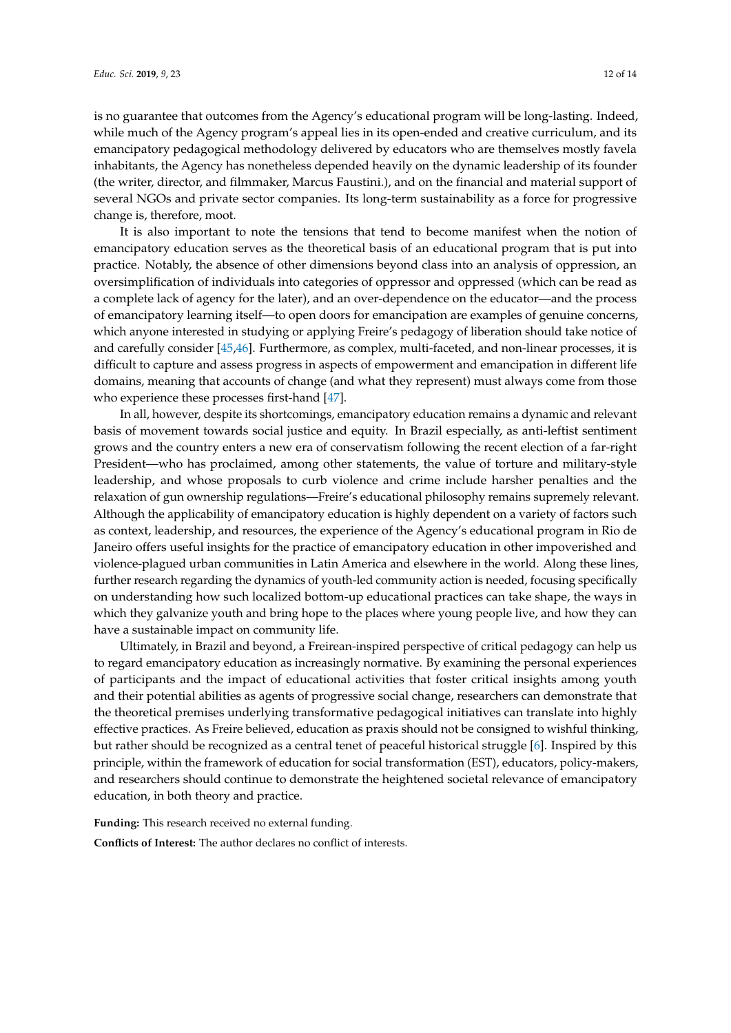is no guarantee that outcomes from the Agency's educational program will be long-lasting. Indeed, while much of the Agency program's appeal lies in its open-ended and creative curriculum, and its emancipatory pedagogical methodology delivered by educators who are themselves mostly favela inhabitants, the Agency has nonetheless depended heavily on the dynamic leadership of its founder (the writer, director, and filmmaker, Marcus Faustini.), and on the financial and material support of several NGOs and private sector companies. Its long-term sustainability as a force for progressive change is, therefore, moot.

It is also important to note the tensions that tend to become manifest when the notion of emancipatory education serves as the theoretical basis of an educational program that is put into practice. Notably, the absence of other dimensions beyond class into an analysis of oppression, an oversimplification of individuals into categories of oppressor and oppressed (which can be read as a complete lack of agency for the later), and an over-dependence on the educator—and the process of emancipatory learning itself—to open doors for emancipation are examples of genuine concerns, which anyone interested in studying or applying Freire's pedagogy of liberation should take notice of and carefully consider [45,46]. Furthermore, as complex, multi-faceted, and non-linear processes, it is difficult to capture and assess progress in aspects of empowerment and emancipation in different life domains, meaning that accounts of change (and what they represent) must always come from those who experience these processes first-hand [47].

In all, however, despite its shortcomings, emancipatory education remains a dynamic and relevant basis of movement towards social justice and equity. In Brazil especially, as anti-leftist sentiment grows and the country enters a new era of conservatism following the recent election of a far-right President—who has proclaimed, among other statements, the value of torture and military-style leadership, and whose proposals to curb violence and crime include harsher penalties and the relaxation of gun ownership regulations—Freire's educational philosophy remains supremely relevant. Although the applicability of emancipatory education is highly dependent on a variety of factors such as context, leadership, and resources, the experience of the Agency's educational program in Rio de Janeiro offers useful insights for the practice of emancipatory education in other impoverished and violence-plagued urban communities in Latin America and elsewhere in the world. Along these lines, further research regarding the dynamics of youth-led community action is needed, focusing specifically on understanding how such localized bottom-up educational practices can take shape, the ways in which they galvanize youth and bring hope to the places where young people live, and how they can have a sustainable impact on community life.

Ultimately, in Brazil and beyond, a Freirean-inspired perspective of critical pedagogy can help us to regard emancipatory education as increasingly normative. By examining the personal experiences of participants and the impact of educational activities that foster critical insights among youth and their potential abilities as agents of progressive social change, researchers can demonstrate that the theoretical premises underlying transformative pedagogical initiatives can translate into highly effective practices. As Freire believed, education as praxis should not be consigned to wishful thinking, but rather should be recognized as a central tenet of peaceful historical struggle [6]. Inspired by this principle, within the framework of education for social transformation (EST), educators, policy-makers, and researchers should continue to demonstrate the heightened societal relevance of emancipatory education, in both theory and practice.

**Funding:** This research received no external funding.

**Conflicts of Interest:** The author declares no conflict of interests.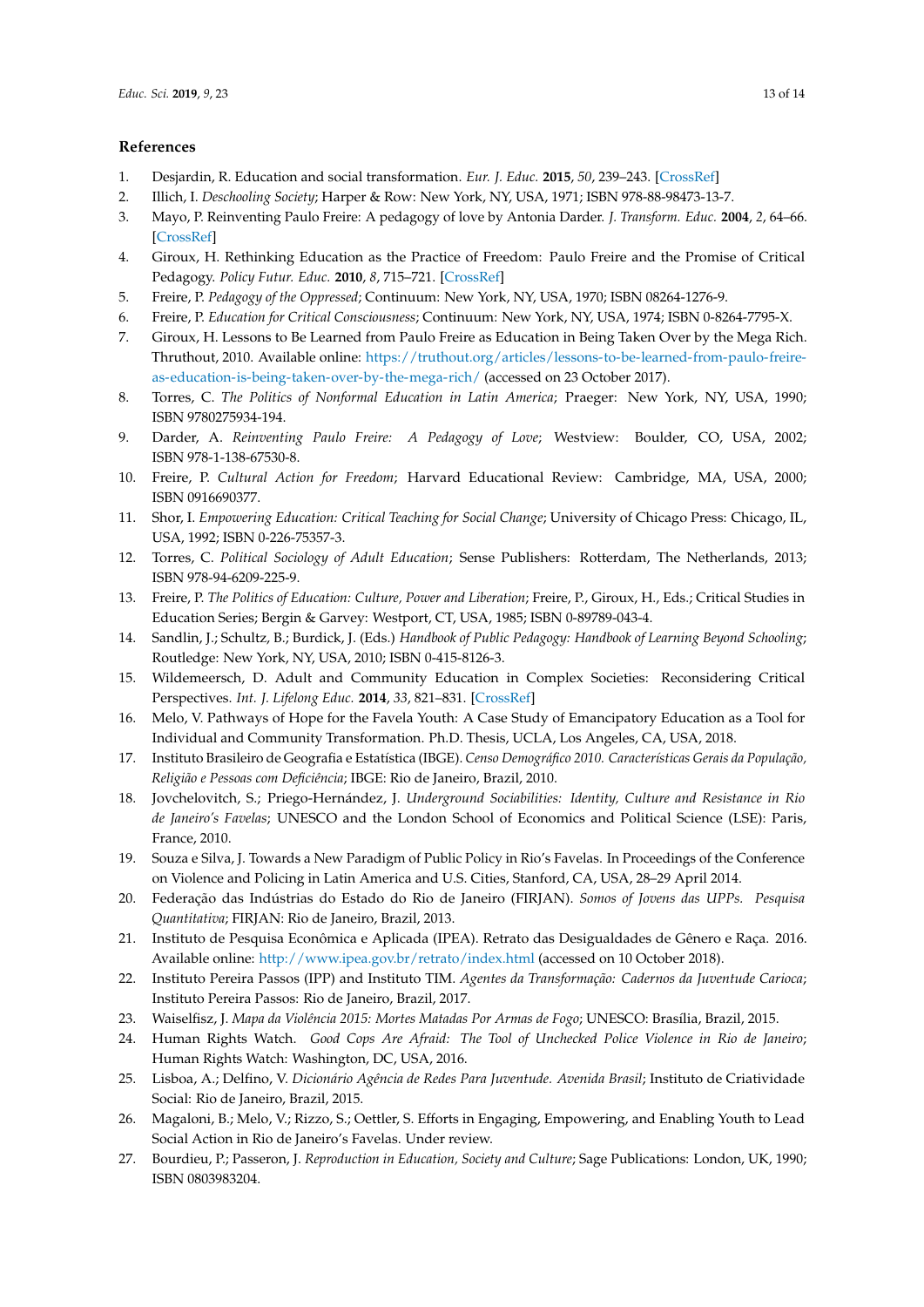## References

1. Desjardin, R. Education and social transformation. *Eur. J. Educ.* **2015**, *50*, 239–243. [CrossRef]
2. Illich, I. *Deschooling Society*; Harper & Row: New York, NY, USA, 1971; ISBN 978-88-98473-13-7.
3. Mayo, P. Reinventing Paulo Freire: A pedagogy of love by Antonia Darder. *J. Transform. Educ.* **2004**, *2*, 64–66. [CrossRef]
4. Giroux, H. Rethinking Education as the Practice of Freedom: Paulo Freire and the Promise of Critical Pedagogy. *Policy Futur. Educ.* **2010**, *8*, 715–721. [CrossRef]
5. Freire, P. *Pedagogy of the Oppressed*; Continuum: New York, NY, USA, 1970; ISBN 08264-1276-9.
6. Freire, P. *Education for Critical Consciousness*; Continuum: New York, NY, USA, 1974; ISBN 0-8264-7795-X.
7. Giroux, H. Lessons to Be Learned from Paulo Freire as Education in Being Taken Over by the Mega Rich. Thruthout, 2010. Available online: https://truthout.org/articles/lessons-to-be-learned-from-paulo-freire-as-education-is-being-taken-over-by-the-mega-rich/ (accessed on 23 October 2017).
8. Torres, C. *The Politics of Nonformal Education in Latin America*; Praeger: New York, NY, USA, 1990; ISBN 9780275934-194.
9. Darder, A. *Reinventing Paulo Freire: A Pedagogy of Love*; Westview: Boulder, CO, USA, 2002; ISBN 978-1-138-67530-8.
10. Freire, P. *Cultural Action for Freedom*; Harvard Educational Review: Cambridge, MA, USA, 2000; ISBN 0916690377.
11. Shor, I. *Empowering Education: Critical Teaching for Social Change*; University of Chicago Press: Chicago, IL, USA, 1992; ISBN 0-226-75357-3.
12. Torres, C. *Political Sociology of Adult Education*; Sense Publishers: Rotterdam, The Netherlands, 2013; ISBN 978-94-6209-225-9.
13. Freire, P. *The Politics of Education: Culture, Power and Liberation*; Freire, P., Giroux, H., Eds.; Critical Studies in Education Series; Bergin & Garvey: Westport, CT, USA, 1985; ISBN 0-89789-043-4.
14. Sandlin, J.; Schultz, B.; Burdick, J. (Eds.) *Handbook of Public Pedagogy: Handbook of Learning Beyond Schooling*; Routledge: New York, NY, USA, 2010; ISBN 0-415-8126-3.
15. Wildemeersch, D. Adult and Community Education in Complex Societies: Reconsidering Critical Perspectives. *Int. J. Lifelong Educ.* **2014**, *33*, 821–831. [CrossRef]
16. Melo, V. Pathways of Hope for the Favela Youth: A Case Study of Emancipatory Education as a Tool for Individual and Community Transformation. Ph.D. Thesis, UCLA, Los Angeles, CA, USA, 2018.
17. Instituto Brasileiro de Geografia e Estatística (IBGE). *Censo Demográfico 2010. Características Gerais da População, Religião e Pessoas com Deficiência*; IBGE: Rio de Janeiro, Brazil, 2010.
18. Jovchelovitch, S.; Priego-Hernández, J. *Underground Sociabilities: Identity, Culture and Resistance in Rio de Janeiro's Favelas*; UNESCO and the London School of Economics and Political Science (LSE): Paris, France, 2010.
19. Souza e Silva, J. Towards a New Paradigm of Public Policy in Rio's Favelas. In Proceedings of the Conference on Violence and Policing in Latin America and U.S. Cities, Stanford, CA, USA, 28–29 April 2014.
20. Federação das Indústrias do Estado do Rio de Janeiro (FIRJAN). *Somos of Jovens das UPPs. Pesquisa Quantitativa*; FIRJAN: Rio de Janeiro, Brazil, 2013.
21. Instituto de Pesquisa Econômica e Aplicada (IPEA). Retrato das Desigualdades de Gênero e Raça. 2016. Available online: http://www.ipea.gov.br/retrato/index.html (accessed on 10 October 2018).
22. Instituto Pereira Passos (IPP) and Instituto TIM. *Agentes da Transformação: Cadernos da Juventude Carioca*; Instituto Pereira Passos: Rio de Janeiro, Brazil, 2017.
23. Waiselfisz, J. *Mapa da Violência 2015: Mortes Matadas Por Armas de Fogo*; UNESCO: Brasília, Brazil, 2015.
24. Human Rights Watch. *Good Cops Are Afraid: The Tool of Unchecked Police Violence in Rio de Janeiro*; Human Rights Watch: Washington, DC, USA, 2016.
25. Lisboa, A.; Delfino, V. *Dicionário Agência de Redes Para Juventude. Avenida Brasil*; Instituto de Criatividade Social: Rio de Janeiro, Brazil, 2015.
26. Magaloni, B.; Melo, V.; Rizzo, S.; Oettler, S. Efforts in Engaging, Empowering, and Enabling Youth to Lead Social Action in Rio de Janeiro's Favelas. Under review.
27. Bourdieu, P.; Passeron, J. *Reproduction in Education, Society and Culture*; Sage Publications: London, UK, 1990; ISBN 0803983204.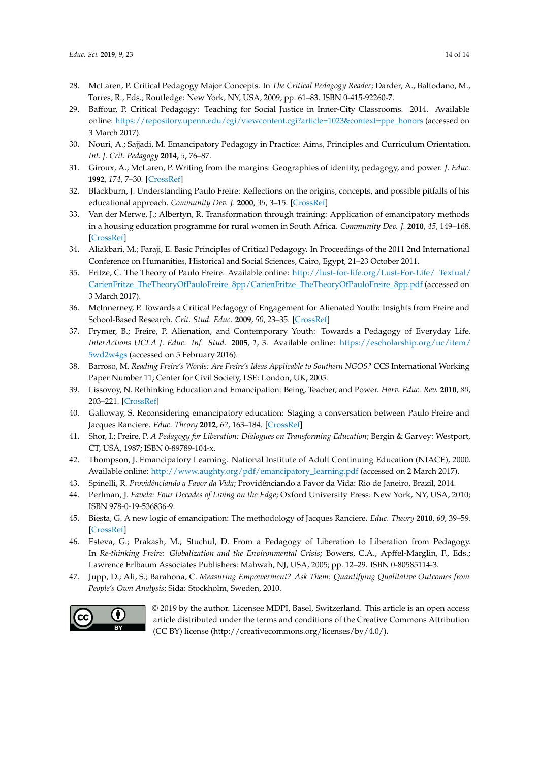28. McLaren, P. Critical Pedagogy Major Concepts. In *The Critical Pedagogy Reader*; Darder, A., Baltodano, M., Torres, R., Eds.; Routledge: New York, NY, USA, 2009; pp. 61–83. ISBN 0-415-92260-7.
29. Baffour, P. Critical Pedagogy: Teaching for Social Justice in Inner-City Classrooms. 2014. Available online: https://repository.upenn.edu/cgi/viewcontent.cgi?article=1023&context=ppe_honors (accessed on 3 March 2017).
30. Nouri, A.; Sajjadi, M. Emancipatory Pedagogy in Practice: Aims, Principles and Curriculum Orientation. *Int. J. Crit. Pedagogy* **2014**, *5*, 76–87.
31. Giroux, A.; McLaren, P. Writing from the margins: Geographies of identity, pedagogy, and power. *J. Educ.* **1992**, *174*, 7–30. [CrossRef]
32. Blackburn, J. Understanding Paulo Freire: Reflections on the origins, concepts, and possible pitfalls of his educational approach. *Community Dev. J.* **2000**, *35*, 3–15. [CrossRef]
33. Van der Merwe, J.; Albertyn, R. Transformation through training: Application of emancipatory methods in a housing education programme for rural women in South Africa. *Community Dev. J.* **2010**, *45*, 149–168. [CrossRef]
34. Aliakbari, M.; Faraji, E. Basic Principles of Critical Pedagogy. In Proceedings of the 2011 2nd International Conference on Humanities, Historical and Social Sciences, Cairo, Egypt, 21–23 October 2011.
35. Fritze, C. The Theory of Paulo Freire. Available online: http://lust-for-life.org/Lust-For-Life/_Textual/CarienFritze_TheTheoryOfPauloFreire_8pp/CarienFritze_TheTheoryOfPauloFreire_8pp.pdf (accessed on 3 March 2017).
36. McInnerney, P. Towards a Critical Pedagogy of Engagement for Alienated Youth: Insights from Freire and School-Based Research. *Crit. Stud. Educ.* **2009**, *50*, 23–35. [CrossRef]
37. Frymer, B.; Freire, P. Alienation, and Contemporary Youth: Towards a Pedagogy of Everyday Life. *InterActions UCLA J. Educ. Inf. Stud.* **2005**, *1*, 3. Available online: https://escholarship.org/uc/item/5wd2w4gs (accessed on 5 February 2016).
38. Barroso, M. *Reading Freire's Words: Are Freire's Ideas Applicable to Southern NGOS?* CCS International Working Paper Number 11; Center for Civil Society, LSE: London, UK, 2005.
39. Lissovoy, N. Rethinking Education and Emancipation: Being, Teacher, and Power. *Harv. Educ. Rev.* **2010**, *80*, 203–221. [CrossRef]
40. Galloway, S. Reconsidering emancipatory education: Staging a conversation between Paulo Freire and Jacques Ranciere. *Educ. Theory* **2012**, *62*, 163–184. [CrossRef]
41. Shor, I.; Freire, P. *A Pedagogy for Liberation: Dialogues on Transforming Education*; Bergin & Garvey: Westport, CT, USA, 1987; ISBN 0-89789-104-x.
42. Thompson, J. Emancipatory Learning. National Institute of Adult Continuing Education (NIACE), 2000. Available online: http://www.aughty.org/pdf/emancipatory_learning.pdf (accessed on 2 March 2017).
43. Spinelli, R. *Providênciando a Favor da Vida*; Providênciando a Favor da Vida: Rio de Janeiro, Brazil, 2014.
44. Perlman, J. *Favela: Four Decades of Living on the Edge*; Oxford University Press: New York, NY, USA, 2010; ISBN 978-0-19-536836-9.
45. Biesta, G. A new logic of emancipation: The methodology of Jacques Ranciere. *Educ. Theory* **2010**, *60*, 39–59. [CrossRef]
46. Esteva, G.; Prakash, M.; Stuchul, D. From a Pedagogy of Liberation to Liberation from Pedagogy. In *Re-thinking Freire: Globalization and the Environmental Crisis*; Bowers, C.A., Apffel-Marglin, F., Eds.; Lawrence Erlbaum Associates Publishers: Mahwah, NJ, USA, 2005; pp. 12–29. ISBN 0-80585114-3.
47. Jupp, D.; Ali, S.; Barahona, C. *Measuring Empowerment? Ask Them: Quantifying Qualitative Outcomes from People's Own Analysis*; Sida: Stockholm, Sweden, 2010.

© 2019 by the author. Licensee MDPI, Basel, Switzerland. This article is an open access article distributed under the terms and conditions of the Creative Commons Attribution (CC BY) license (http://creativecommons.org/licenses/by/4.0/).